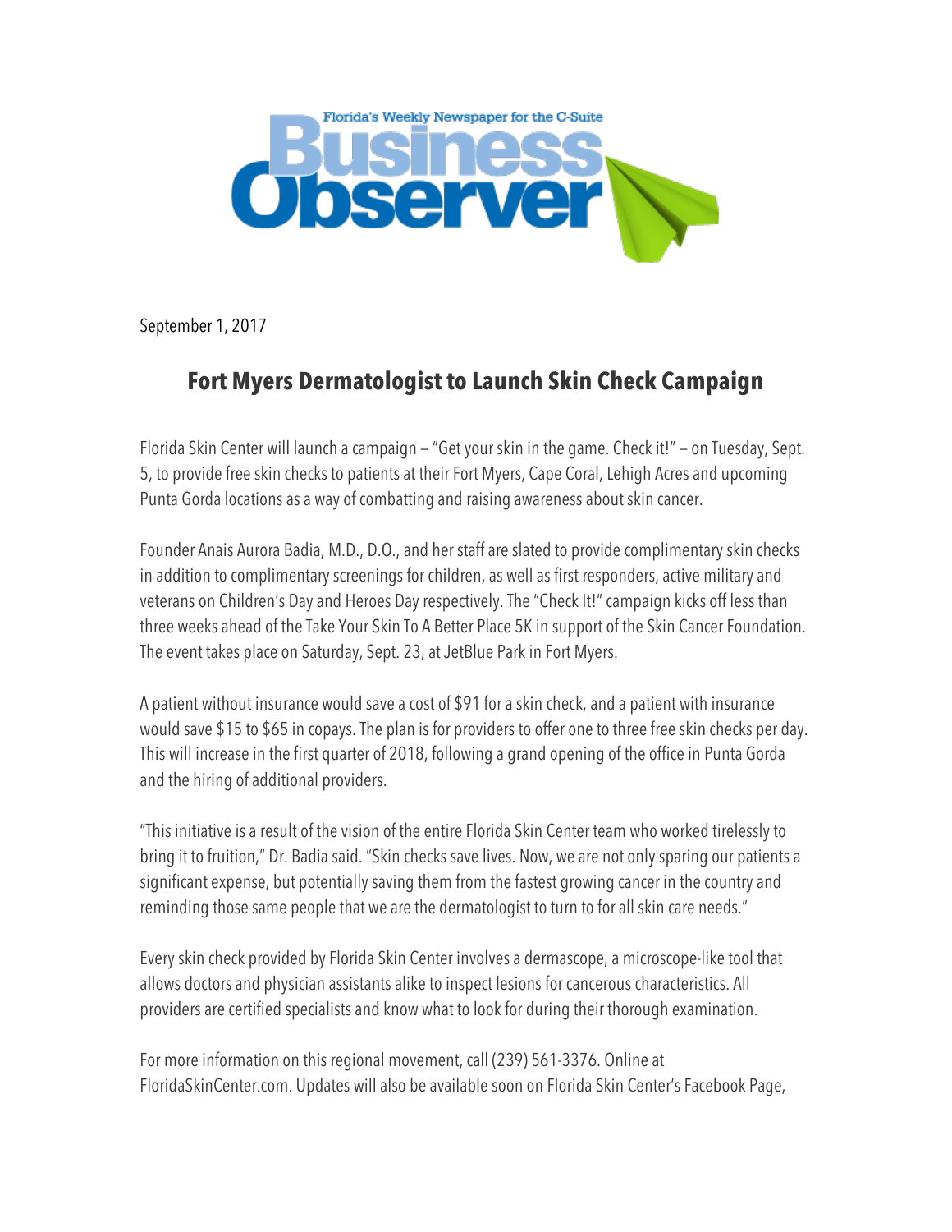Florida's Weekly Newspaper for the C-Suite

**Business Observer**

September 1, 2017

# Fort Myers Dermatologist to Launch Skin Check Campaign

Florida Skin Center will launch a campaign – "Get your skin in the game. Check it!" – on Tuesday, Sept. 5, to provide free skin checks to patients at their Fort Myers, Cape Coral, Lehigh Acres and upcoming Punta Gorda locations as a way of combatting and raising awareness about skin cancer.

Founder Anais Aurora Badia, M.D., D.O., and her staff are slated to provide complimentary skin checks in addition to complimentary screenings for children, as well as first responders, active military and veterans on Children's Day and Heroes Day respectively. The "Check It!" campaign kicks off less than three weeks ahead of the Take Your Skin To A Better Place 5K in support of the Skin Cancer Foundation. The event takes place on Saturday, Sept. 23, at JetBlue Park in Fort Myers.

A patient without insurance would save a cost of $91 for a skin check, and a patient with insurance would save $15 to $65 in copays. The plan is for providers to offer one to three free skin checks per day. This will increase in the first quarter of 2018, following a grand opening of the office in Punta Gorda and the hiring of additional providers.

"This initiative is a result of the vision of the entire Florida Skin Center team who worked tirelessly to bring it to fruition," Dr. Badia said. "Skin checks save lives. Now, we are not only sparing our patients a significant expense, but potentially saving them from the fastest growing cancer in the country and reminding those same people that we are the dermatologist to turn to for all skin care needs."

Every skin check provided by Florida Skin Center involves a dermascope, a microscope-like tool that allows doctors and physician assistants alike to inspect lesions for cancerous characteristics. All providers are certified specialists and know what to look for during their thorough examination.

For more information on this regional movement, call (239) 561-3376. Online at FloridaSkinCenter.com. Updates will also be available soon on Florida Skin Center's Facebook Page,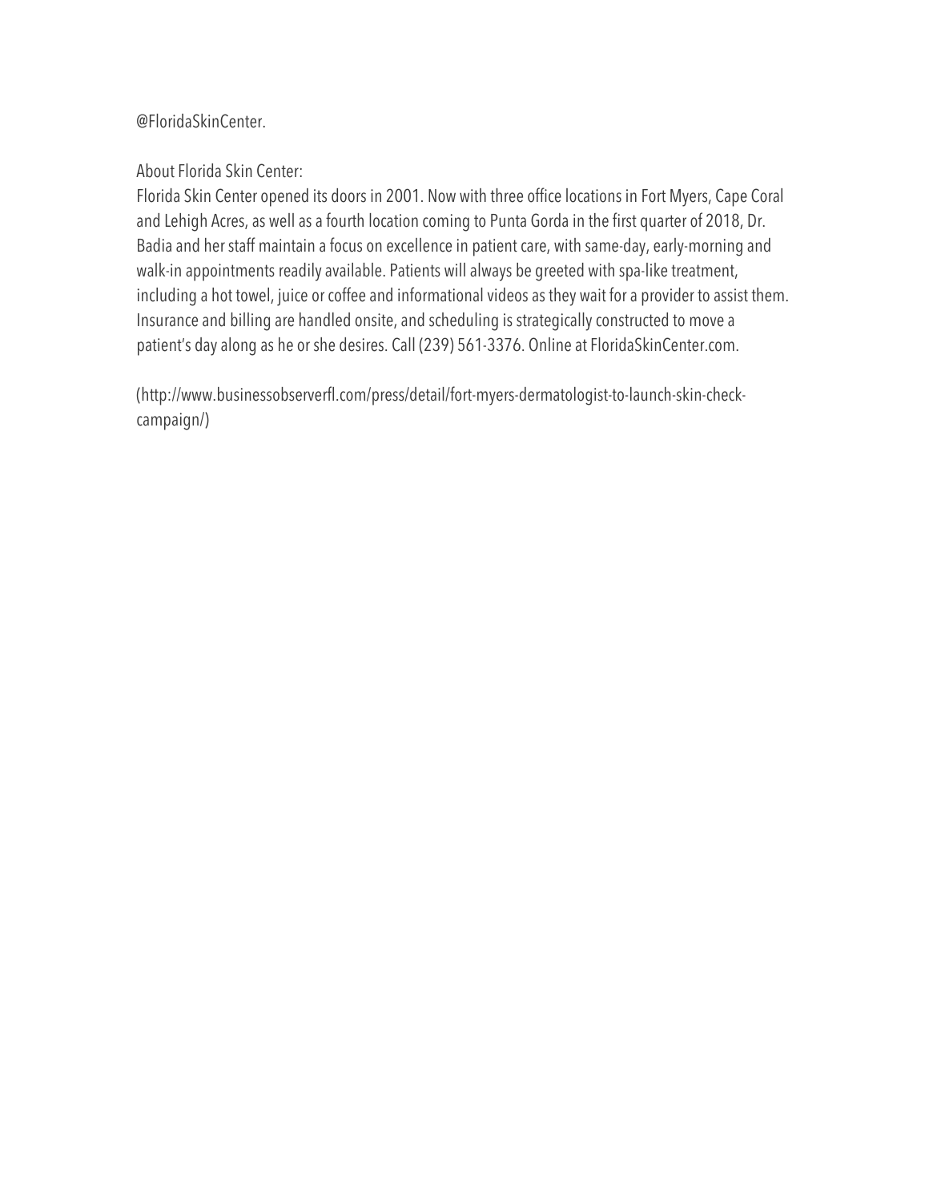@FloridaSkinCenter.

About Florida Skin Center:
Florida Skin Center opened its doors in 2001. Now with three office locations in Fort Myers, Cape Coral and Lehigh Acres, as well as a fourth location coming to Punta Gorda in the first quarter of 2018, Dr. Badia and her staff maintain a focus on excellence in patient care, with same-day, early-morning and walk-in appointments readily available. Patients will always be greeted with spa-like treatment, including a hot towel, juice or coffee and informational videos as they wait for a provider to assist them. Insurance and billing are handled onsite, and scheduling is strategically constructed to move a patient's day along as he or she desires. Call (239) 561-3376. Online at FloridaSkinCenter.com.

(http://www.businessobserverfl.com/press/detail/fort-myers-dermatologist-to-launch-skin-check-campaign/)